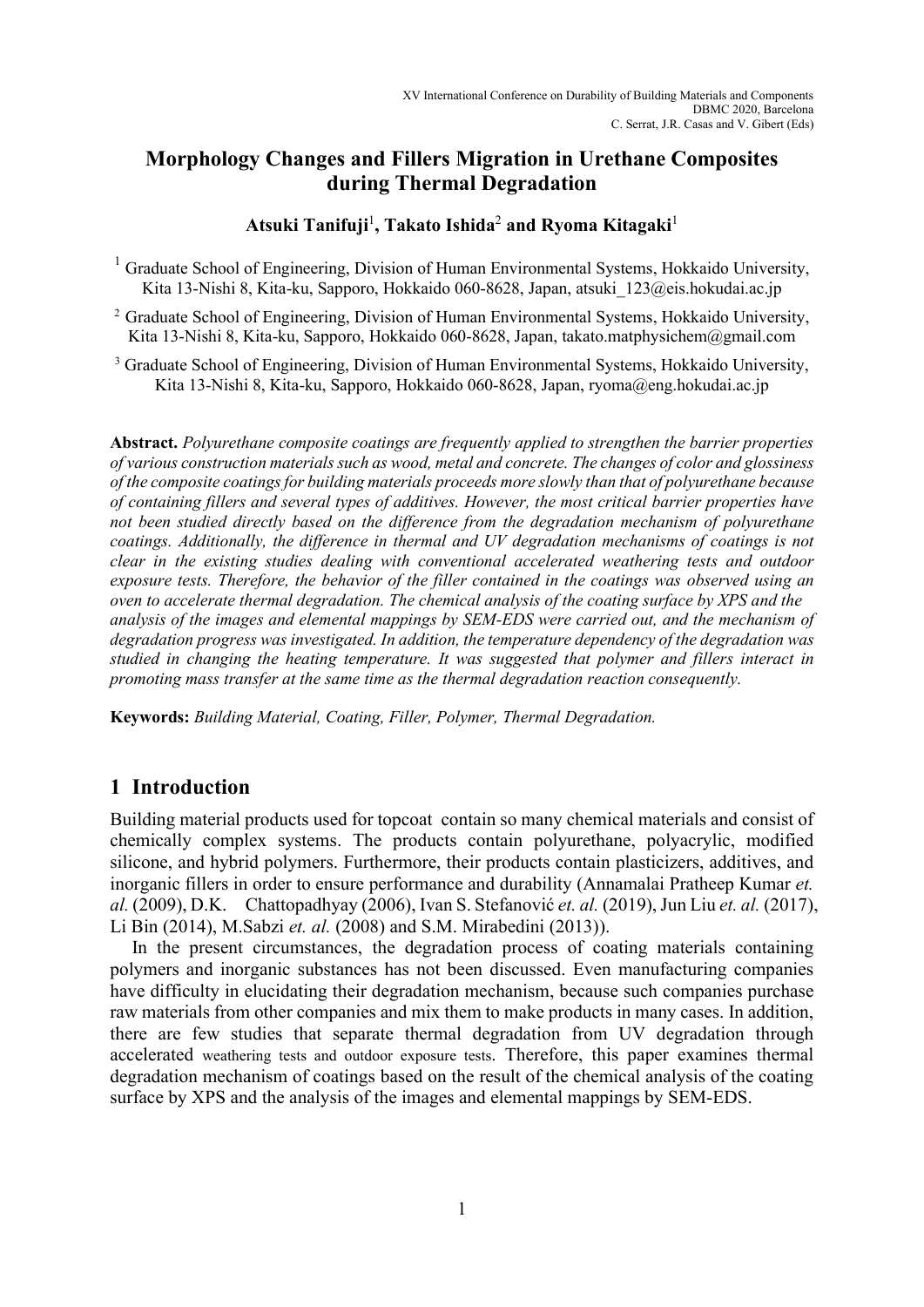# Morphology Changes and Fillers Migration in Urethane Composites during Thermal Degradation

**Atsuki Tanifuji**[1], **Takato Ishida**[2] **and Ryoma Kitagaki**[1]

[1] Graduate School of Engineering, Division of Human Environmental Systems, Hokkaido University, Kita 13-Nishi 8, Kita-ku, Sapporo, Hokkaido 060-8628, Japan, atsuki_123@eis.hokudai.ac.jp

[2] Graduate School of Engineering, Division of Human Environmental Systems, Hokkaido University, Kita 13-Nishi 8, Kita-ku, Sapporo, Hokkaido 060-8628, Japan, takato.matphysichem@gmail.com

[3] Graduate School of Engineering, Division of Human Environmental Systems, Hokkaido University, Kita 13-Nishi 8, Kita-ku, Sapporo, Hokkaido 060-8628, Japan, ryoma@eng.hokudai.ac.jp

**Abstract.** *Polyurethane composite coatings are frequently applied to strengthen the barrier properties of various construction materials such as wood, metal and concrete. The changes of color and glossiness of the composite coatings for building materials proceeds more slowly than that of polyurethane because of containing fillers and several types of additives. However, the most critical barrier properties have not been studied directly based on the difference from the degradation mechanism of polyurethane coatings. Additionally, the difference in thermal and UV degradation mechanisms of coatings is not clear in the existing studies dealing with conventional accelerated weathering tests and outdoor exposure tests. Therefore, the behavior of the filler contained in the coatings was observed using an oven to accelerate thermal degradation. The chemical analysis of the coating surface by XPS and the analysis of the images and elemental mappings by SEM-EDS were carried out, and the mechanism of degradation progress was investigated. In addition, the temperature dependency of the degradation was studied in changing the heating temperature. It was suggested that polymer and fillers interact in promoting mass transfer at the same time as the thermal degradation reaction consequently.*

**Keywords:** *Building Material, Coating, Filler, Polymer, Thermal Degradation.*

## 1 Introduction

Building material products used for topcoat contain so many chemical materials and consist of chemically complex systems. The products contain polyurethane, polyacrylic, modified silicone, and hybrid polymers. Furthermore, their products contain plasticizers, additives, and inorganic fillers in order to ensure performance and durability (Annamalai Pratheep Kumar *et. al.* (2009), D.K. Chattopadhyay (2006), Ivan S. Stefanović *et. al.* (2019), Jun Liu *et. al.* (2017), Li Bin (2014), M.Sabzi *et. al.* (2008) and S.M. Mirabedini (2013)).

In the present circumstances, the degradation process of coating materials containing polymers and inorganic substances has not been discussed. Even manufacturing companies have difficulty in elucidating their degradation mechanism, because such companies purchase raw materials from other companies and mix them to make products in many cases. In addition, there are few studies that separate thermal degradation from UV degradation through accelerated weathering tests and outdoor exposure tests. Therefore, this paper examines thermal degradation mechanism of coatings based on the result of the chemical analysis of the coating surface by XPS and the analysis of the images and elemental mappings by SEM-EDS.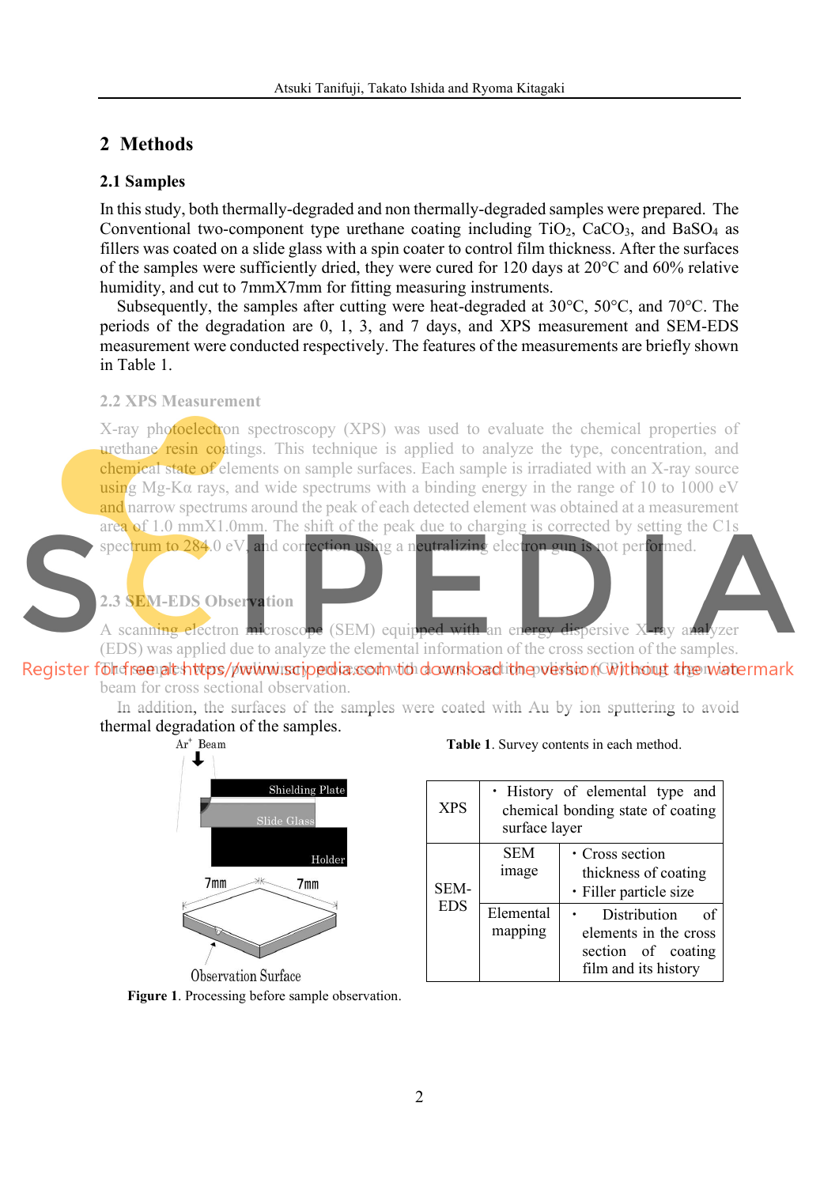# 2 Methods

## 2.1 Samples

In this study, both thermally-degraded and non thermally-degraded samples were prepared. The Conventional two-component type urethane coating including $TiO_2$, $CaCO_3$, and $BaSO_4$ as fillers was coated on a slide glass with a spin coater to control film thickness. After the surfaces of the samples were sufficiently dried, they were cured for 120 days at 20°C and 60% relative humidity, and cut to 7mmX7mm for fitting measuring instruments.

Subsequently, the samples after cutting were heat-degraded at 30°C, 50°C, and 70°C. The periods of the degradation are 0, 1, 3, and 7 days, and XPS measurement and SEM-EDS measurement were conducted respectively. The features of the measurements are briefly shown in Table 1.

## 2.2 XPS Measurement

X-ray photoelectron spectroscopy (XPS) was used to evaluate the chemical properties of urethane resin coatings. This technique is applied to analyze the type, concentration, and chemical state of elements on sample surfaces. Each sample is irradiated with an X-ray source using Mg-Kα rays, and wide spectrums with a binding energy in the range of 10 to 1000 eV and narrow spectrums around the peak of each detected element was obtained at a measurement area of 1.0 mmX1.0mm. The shift of the peak due to charging is corrected by setting the C1s spectrum to 284.0 eV, and correction using a neutralizing electron gun is not performed.

## 2.3 SEM-EDS Observation

A scanning electron microscope (SEM) equipped with an energy dispersive X-ray analyzer (EDS) was applied due to analyze the elemental information of the cross section of the samples. The samples were processed with a cross section polisher (CP) using argon ion beam for cross sectional observation.

In addition, the surfaces of the samples were coated with Au by ion sputtering to avoid thermal degradation of the samples.

Ar+ Beam

Shielding Plate

Slide Glass

Holder

7mm 7mm

Observation Surface

**Figure 1**. Processing before sample observation.

**Table 1**. Survey contents in each method.

| | | |
|---|---|---|
| XPS | ・History of elemental type and chemical bonding state of coating surface layer | |
| SEM-EDS | SEM image | ・Cross section thickness of coating<br>・Filler particle size |
| | Elemental mapping | ・Distribution of elements in the cross section of coating film and its history |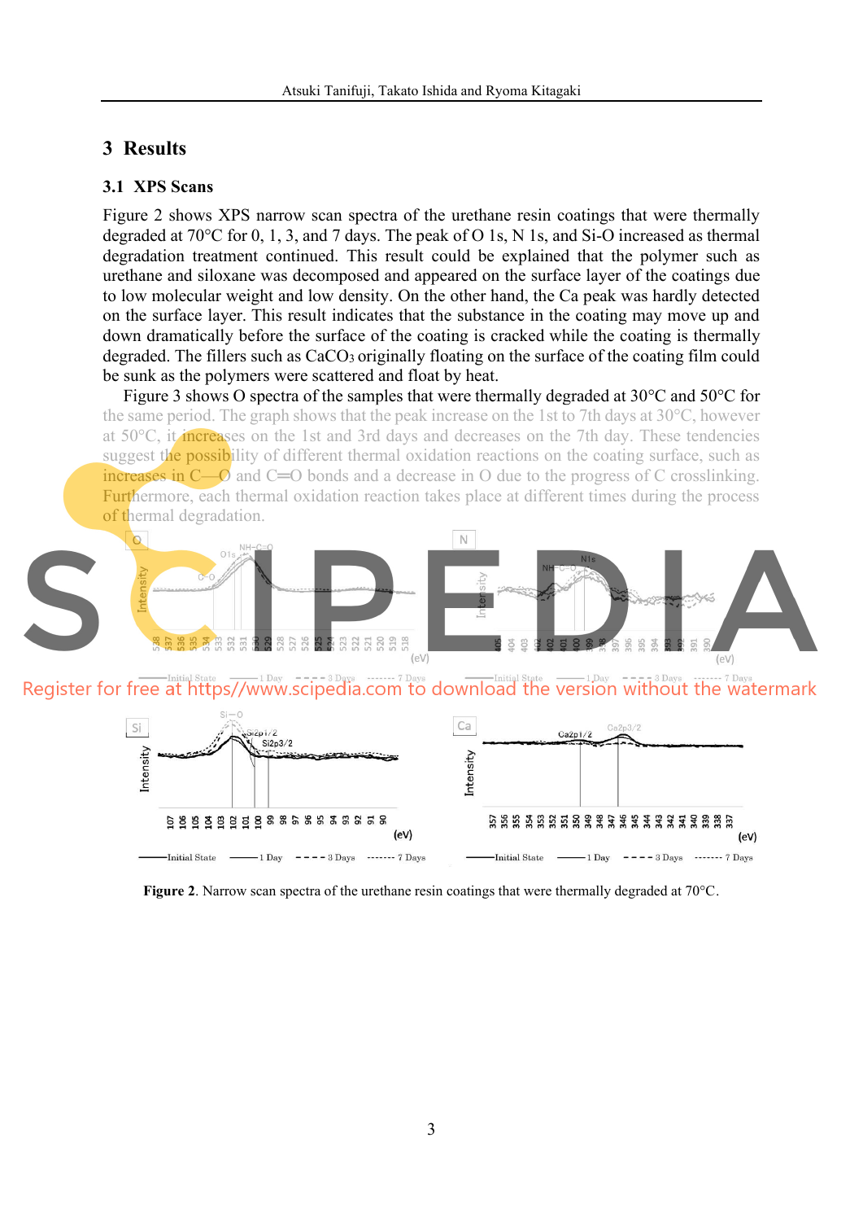## 3 Results

### 3.1 XPS Scans

Figure 2 shows XPS narrow scan spectra of the urethane resin coatings that were thermally degraded at 70°C for 0, 1, 3, and 7 days. The peak of O 1s, N 1s, and Si-O increased as thermal degradation treatment continued. This result could be explained that the polymer such as urethane and siloxane was decomposed and appeared on the surface layer of the coatings due to low molecular weight and low density. On the other hand, the Ca peak was hardly detected on the surface layer. This result indicates that the substance in the coating may move up and down dramatically before the surface of the coating is cracked while the coating is thermally degraded. The fillers such as $CaCO_3$ originally floating on the surface of the coating film could be sunk as the polymers were scattered and float by heat.

Figure 3 shows O spectra of the samples that were thermally degraded at 30°C and 50°C for the same period. The graph shows that the peak increase on the 1st to 7th days at 30°C, however at 50°C, it increases on the 1st and 3rd days and decreases on the 7th day. These tendencies suggest the possibility of different thermal oxidation reactions on the coating surface, such as increases in C—O and C═O bonds and a decrease in O due to the progress of C crosslinking. Furthermore, each thermal oxidation reaction takes place at different times during the process of thermal degradation.

**Figure 2**. Narrow scan spectra of the urethane resin coatings that were thermally degraded at 70°C.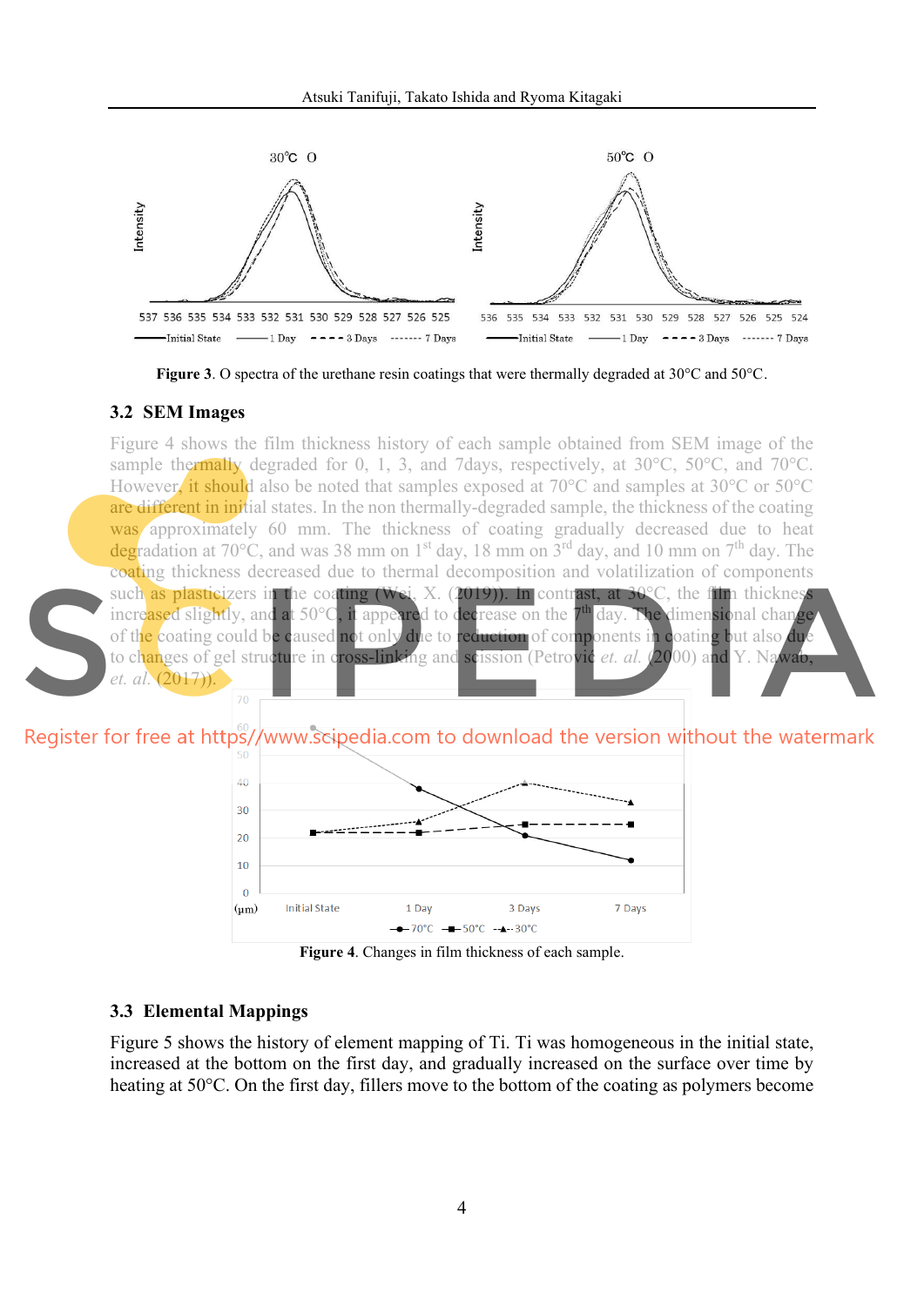Figure 3. O spectra of the urethane resin coatings that were thermally degraded at 30°C and 50°C.

### 3.2 SEM Images

Figure 4 shows the film thickness history of each sample obtained from SEM image of the sample thermally degraded for 0, 1, 3, and 7days, respectively, at 30°C, 50°C, and 70°C. However, it should also be noted that samples exposed at 70°C and samples at 30°C or 50°C are different in initial states. In the non thermally-degraded sample, the thickness of the coating was approximately 60 mm. The thickness of coating gradually decreased due to heat degradation at 70°C, and was 38 mm on 1st day, 18 mm on 3rd day, and 10 mm on 7th day. The coating thickness decreased due to thermal decomposition and volatilization of components such as plasticizers in the coating (Wei, X. (2019)). In contrast, at 30°C, the film thickness increased slightly, and at 50°C, it appeared to decrease on the 7th day. The dimensional change of the coating could be caused not only due to reduction of components in coating but also due to changes of gel structure in cross-linking and scission (Petrovic *et. al.* (2000) and Y. Nawab, *et. al.* (2017)).

Figure 4. Changes in film thickness of each sample.

### 3.3 Elemental Mappings

Figure 5 shows the history of element mapping of Ti. Ti was homogeneous in the initial state, increased at the bottom on the first day, and gradually increased on the surface over time by heating at 50°C. On the first day, fillers move to the bottom of the coating as polymers become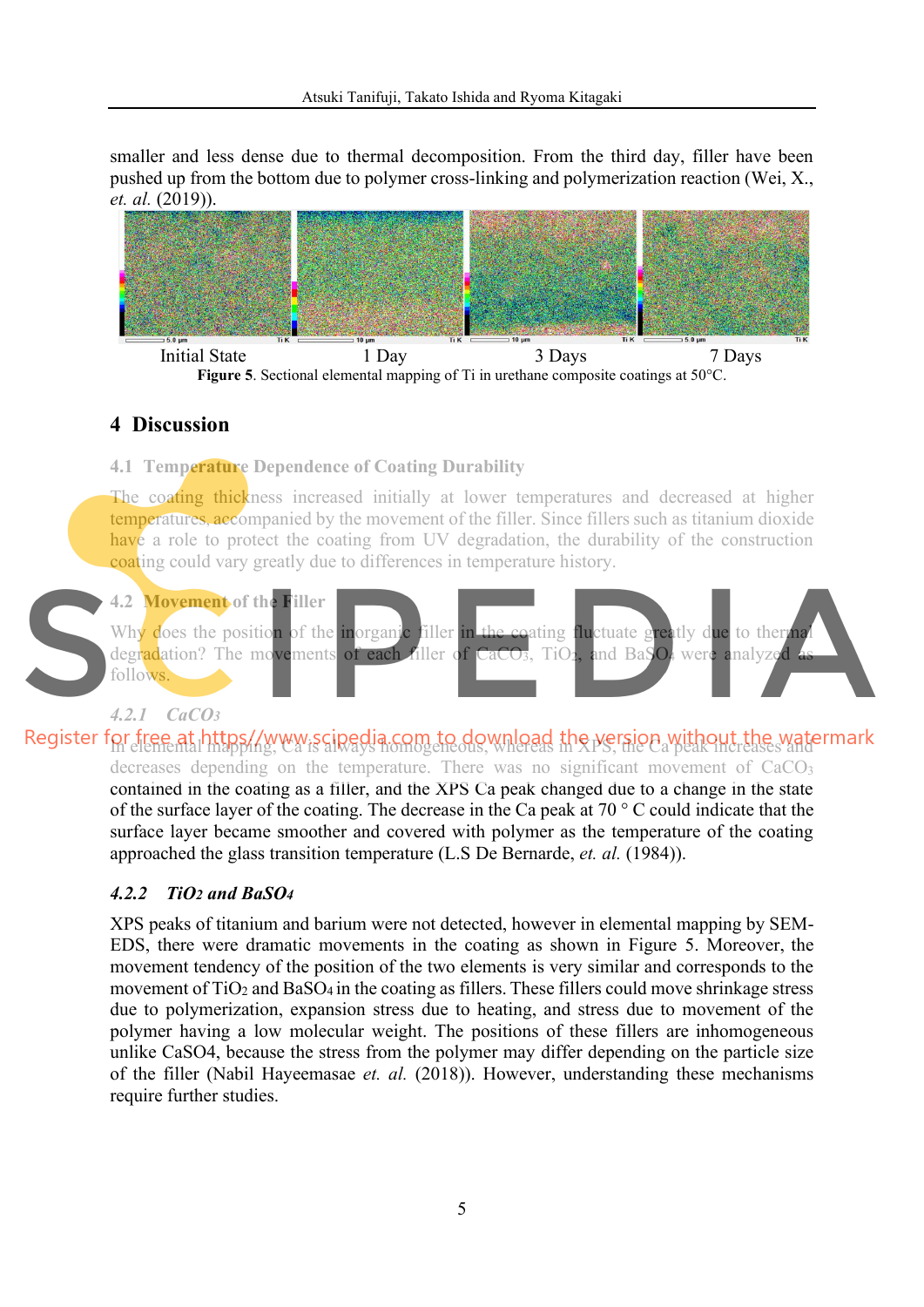smaller and less dense due to thermal decomposition. From the third day, filler have been pushed up from the bottom due to polymer cross-linking and polymerization reaction (Wei, X., *et. al.* (2019)).

Initial State 1 Day 3 Days 7 Days

**Figure 5**. Sectional elemental mapping of Ti in urethane composite coatings at 50°C.

## 4 Discussion

### 4.1 Temperature Dependence of Coating Durability

The coating thickness increased initially at lower temperatures and decreased at higher temperatures, accompanied by the movement of the filler. Since fillers such as titanium dioxide have a role to protect the coating from UV degradation, the durability of the construction coating could vary greatly due to differences in temperature history.

### 4.2 Movement of the Filler

Why does the position of the inorganic filler in the coating fluctuate greatly due to thermal degradation? The movements of each filler of $CaCO_3$, $TiO_2$, and $BaSO_4$ were analyzed as follows.

#### *4.2.1 CaCO3*

In elemental mapping, Ca is always homogeneous, whereas in XPS, the Ca peak increases and decreases depending on the temperature. There was no significant movement of $CaCO_3$ contained in the coating as a filler, and the XPS Ca peak changed due to a change in the state of the surface layer of the coating. The decrease in the Ca peak at 70 ° C could indicate that the surface layer became smoother and covered with polymer as the temperature of the coating approached the glass transition temperature (L.S De Bernarde, *et. al.* (1984)).

#### *4.2.2 TiO2 and BaSO4*

XPS peaks of titanium and barium were not detected, however in elemental mapping by SEM-EDS, there were dramatic movements in the coating as shown in Figure 5. Moreover, the movement tendency of the position of the two elements is very similar and corresponds to the movement of $TiO_2$ and $BaSO_4$ in the coating as fillers. These fillers could move shrinkage stress due to polymerization, expansion stress due to heating, and stress due to movement of the polymer having a low molecular weight. The positions of these fillers are inhomogeneous unlike CaSO4, because the stress from the polymer may differ depending on the particle size of the filler (Nabil Hayeemasae *et. al.* (2018)). However, understanding these mechanisms require further studies.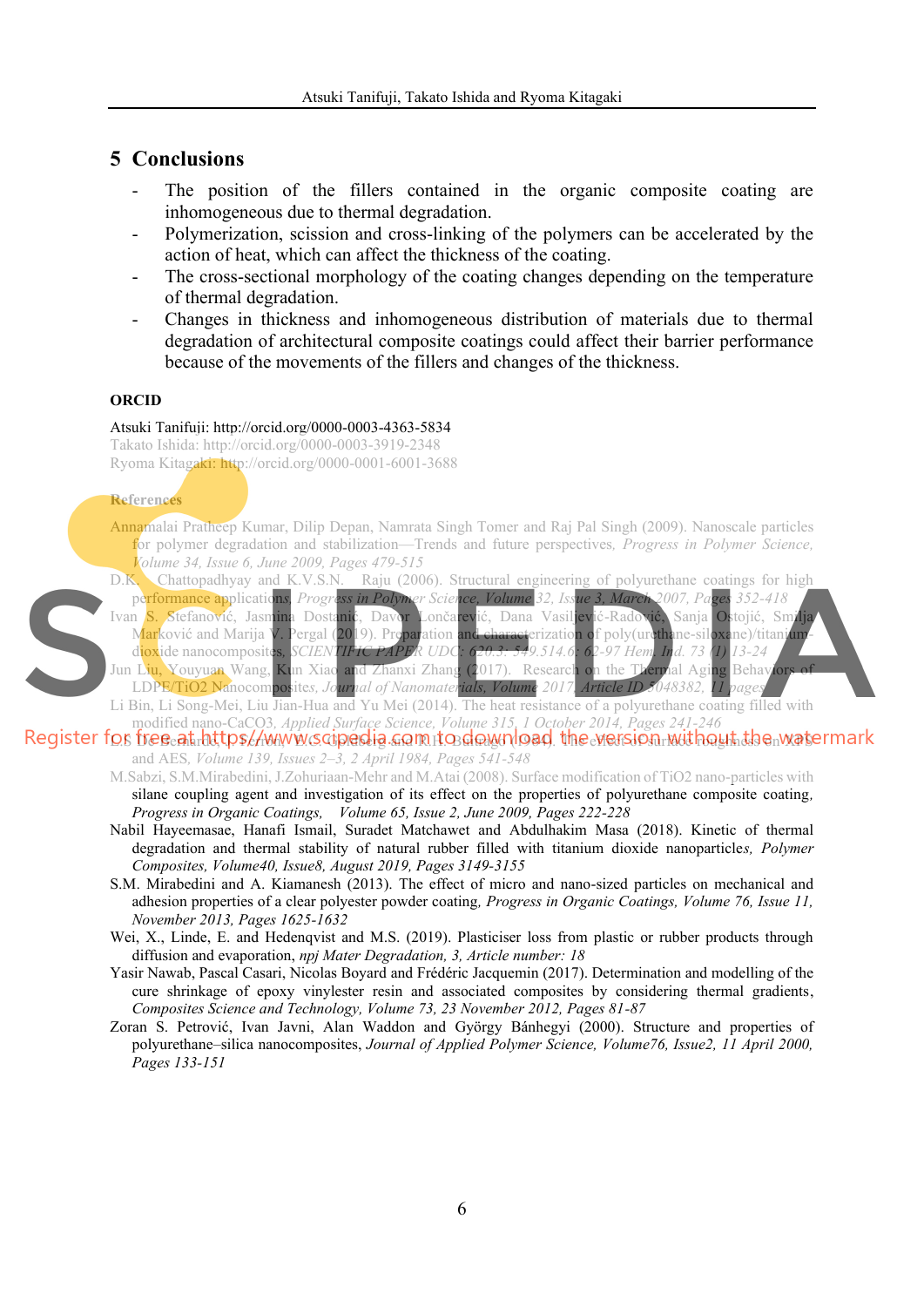## 5 Conclusions

- The position of the fillers contained in the organic composite coating are inhomogeneous due to thermal degradation.
- Polymerization, scission and cross-linking of the polymers can be accelerated by the action of heat, which can affect the thickness of the coating.
- The cross-sectional morphology of the coating changes depending on the temperature of thermal degradation.
- Changes in thickness and inhomogeneous distribution of materials due to thermal degradation of architectural composite coatings could affect their barrier performance because of the movements of the fillers and changes of the thickness.

**ORCID**

Atsuki Tanifuji: http://orcid.org/0000-0003-4363-5834
Takato Ishida: http://orcid.org/0000-0003-3919-2348
Ryoma Kitagaki: http://orcid.org/0000-0001-6001-3688

**References**

Annamalai Pratheep Kumar, Dilip Depan, Namrata Singh Tomer and Raj Pal Singh (2009). Nanoscale particles for polymer degradation and stabilization—Trends and future perspectives, *Progress in Polymer Science, Volume 34, Issue 6, June 2009, Pages 479-515*

D.K. Chattopadhyay and K.V.S.N. Raju (2006). Structural engineering of polyurethane coatings for high performance applications, *Progress in Polymer Science, Volume 32, Issue 3, March 2007, Pages 352-418*

Ivan S. Stefanović, Jasmina Dostanić, Davor Lončarević, Dana Vasiljević-Radović, Sanja Ostojić, Smilja Marković and Marija V. Pergal (2019). Preparation and characterization of poly(urethane-siloxane)/titanium-dioxide nanocomposites, *SCIENTIFIC PAPER UDC: 620.3: 549.514.6: 62-97 Hem. Ind. 73 (1) 13-24*

Jun Liu, Youyuan Wang, Kun Xiao and Zhanxi Zhang (2017). Research on the Thermal Aging Behaviors of LDPE/TiO2 Nanocomposites, *Journal of Nanomaterials, Volume 2017, Article ID 5048382, 11 pages*

Li Bin, Li Song-Mei, Liu Jian-Hua and Yu Mei (2014). The heat resistance of a polyurethane coating filled with modified nano-CaCO3, *Applied Surface Science, Volume 315, 1 October 2014, Pages 241-246*

D.S DeBernardo, L.P. Herron, W.C. Spangberg and R.H. Burgess (1984). The effect of surface roughness on XPS and AES, *Volume 139, Issues 2–3, 2 April 1984, Pages 541-548*

M.Sabzi, S.M.Mirabedini, J.Zohuriaan-Mehr and M.Atai (2008). Surface modification of TiO2 nano-particles with silane coupling agent and investigation of its effect on the properties of polyurethane composite coating, *Progress in Organic Coatings, Volume 65, Issue 2, June 2009, Pages 222-228*

Nabil Hayeemasae, Hanafi Ismail, Suradet Matchawet and Abdulhakim Masa (2018). Kinetic of thermal degradation and thermal stability of natural rubber filled with titanium dioxide nanoparticles, *Polymer Composites, Volume40, Issue8, August 2019, Pages 3149-3155*

S.M. Mirabedini and A. Kiamanesh (2013). The effect of micro and nano-sized particles on mechanical and adhesion properties of a clear polyester powder coating, *Progress in Organic Coatings, Volume 76, Issue 11, November 2013, Pages 1625-1632*

Wei, X., Linde, E. and Hedenqvist and M.S. (2019). Plasticiser loss from plastic or rubber products through diffusion and evaporation, *npj Mater Degradation, 3, Article number: 18*

Yasir Nawab, Pascal Casari, Nicolas Boyard and Frédéric Jacquemin (2017). Determination and modelling of the cure shrinkage of epoxy vinylester resin and associated composites by considering thermal gradients, *Composites Science and Technology, Volume 73, 23 November 2012, Pages 81-87*

Zoran S. Petrović, Ivan Javni, Alan Waddon and György Bánhegyi (2000). Structure and properties of polyurethane–silica nanocomposites, *Journal of Applied Polymer Science, Volume76, Issue2, 11 April 2000, Pages 133-151*